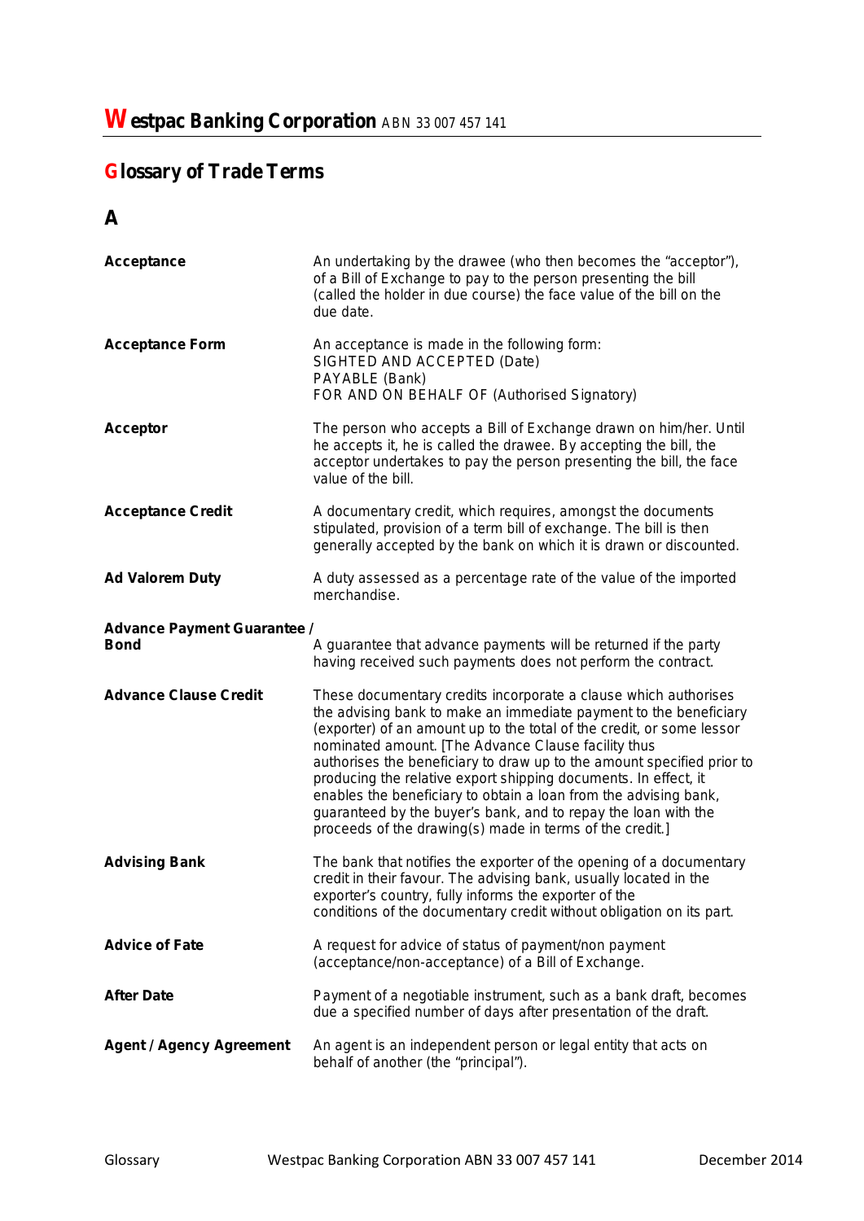# Westpac Banking Corporation ABN 33 007 457 141

## Glossary of Trade Terms

### A

| | |
|---|---|
| **Acceptance** | An undertaking by the drawee (who then becomes the "acceptor"), of a Bill of Exchange to pay to the person presenting the bill (called the holder in due course) the face value of the bill on the due date. |
| **Acceptance Form** | An acceptance is made in the following form:<br>SIGHTED AND ACCEPTED (Date)<br>PAYABLE (Bank)<br>FOR AND ON BEHALF OF (Authorised Signatory) |
| **Acceptor** | The person who accepts a Bill of Exchange drawn on him/her. Until he accepts it, he is called the drawee. By accepting the bill, the acceptor undertakes to pay the person presenting the bill, the face value of the bill. |
| **Acceptance Credit** | A documentary credit, which requires, amongst the documents stipulated, provision of a term bill of exchange. The bill is then generally accepted by the bank on which it is drawn or discounted. |
| **Ad Valorem Duty** | A duty assessed as a percentage rate of the value of the imported merchandise. |
| **Advance Payment Guarantee / Bond** | A guarantee that advance payments will be returned if the party having received such payments does not perform the contract. |
| **Advance Clause Credit** | These documentary credits incorporate a clause which authorises the advising bank to make an immediate payment to the beneficiary (exporter) of an amount up to the total of the credit, or some lessor nominated amount. [The Advance Clause facility thus authorises the beneficiary to draw up to the amount specified prior to producing the relative export shipping documents. In effect, it enables the beneficiary to obtain a loan from the advising bank, guaranteed by the buyer's bank, and to repay the loan with the proceeds of the drawing(s) made in terms of the credit.] |
| **Advising Bank** | The bank that notifies the exporter of the opening of a documentary credit in their favour. The advising bank, usually located in the exporter's country, fully informs the exporter of the conditions of the documentary credit without obligation on its part. |
| **Advice of Fate** | A request for advice of status of payment/non payment (acceptance/non-acceptance) of a Bill of Exchange. |
| **After Date** | Payment of a negotiable instrument, such as a bank draft, becomes due a specified number of days after presentation of the draft. |
| **Agent / Agency Agreement** | An agent is an independent person or legal entity that acts on behalf of another (the "principal"). |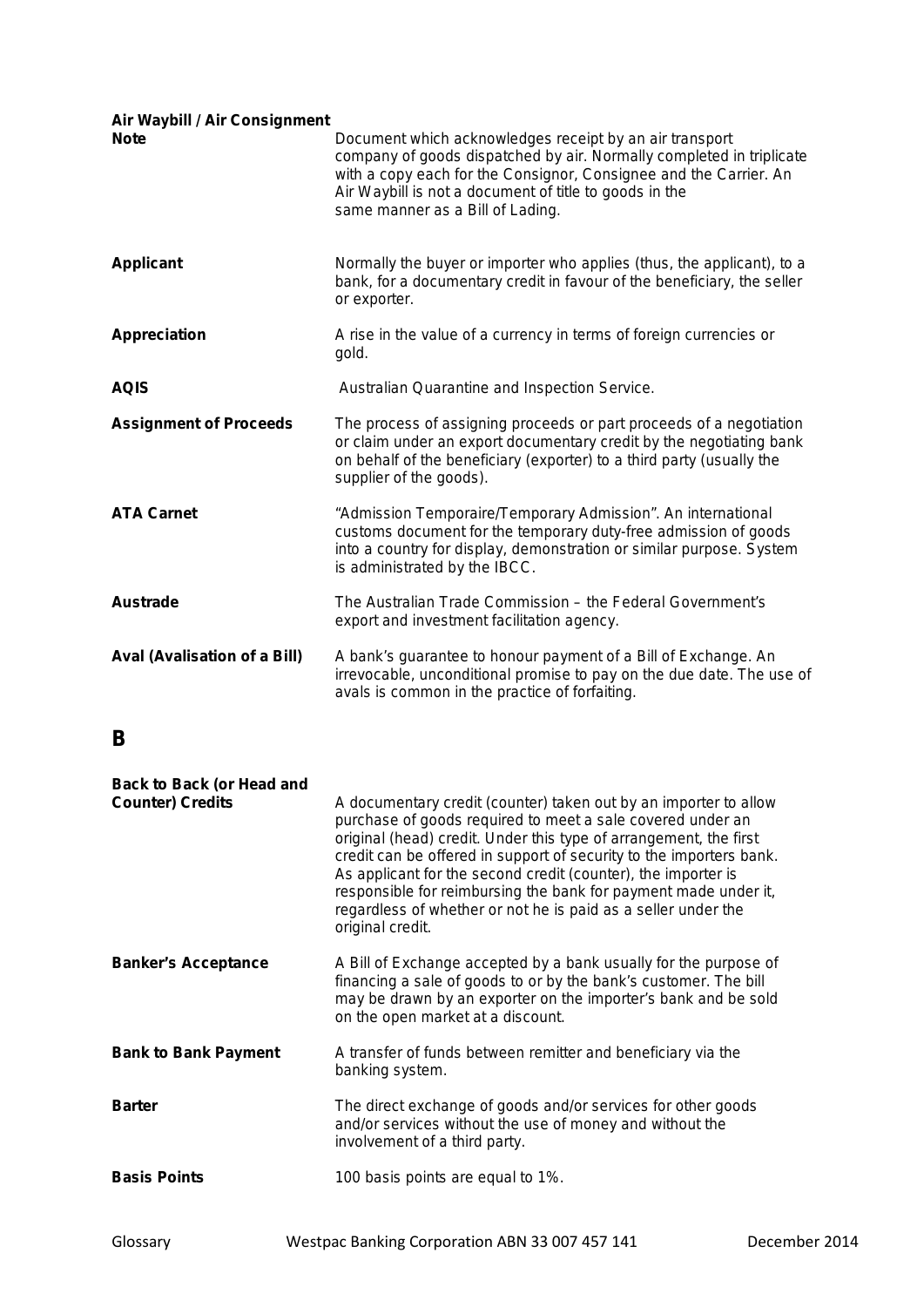**Air Waybill / Air Consignment Note**
Document which acknowledges receipt by an air transport company of goods dispatched by air. Normally completed in triplicate with a copy each for the Consignor, Consignee and the Carrier. An Air Waybill is not a document of title to goods in the same manner as a Bill of Lading.

**Applicant**
Normally the buyer or importer who applies (thus, the applicant), to a bank, for a documentary credit in favour of the beneficiary, the seller or exporter.

**Appreciation**
A rise in the value of a currency in terms of foreign currencies or gold.

**AQIS**
Australian Quarantine and Inspection Service.

**Assignment of Proceeds**
The process of assigning proceeds or part proceeds of a negotiation or claim under an export documentary credit by the negotiating bank on behalf of the beneficiary (exporter) to a third party (usually the supplier of the goods).

**ATA Carnet**
"Admission Temporaire/Temporary Admission". An international customs document for the temporary duty-free admission of goods into a country for display, demonstration or similar purpose. System is administrated by the IBCC.

**Austrade**
The Australian Trade Commission – the Federal Government's export and investment facilitation agency.

**Aval (Avalisation of a Bill)**
A bank's guarantee to honour payment of a Bill of Exchange. An irrevocable, unconditional promise to pay on the due date. The use of avals is common in the practice of forfaiting.

## B

**Back to Back (or Head and Counter) Credits**
A documentary credit (counter) taken out by an importer to allow purchase of goods required to meet a sale covered under an original (head) credit. Under this type of arrangement, the first credit can be offered in support of security to the importers bank. As applicant for the second credit (counter), the importer is responsible for reimbursing the bank for payment made under it, regardless of whether or not he is paid as a seller under the original credit.

**Banker's Acceptance**
A Bill of Exchange accepted by a bank usually for the purpose of financing a sale of goods to or by the bank's customer. The bill may be drawn by an exporter on the importer's bank and be sold on the open market at a discount.

**Bank to Bank Payment**
A transfer of funds between remitter and beneficiary via the banking system.

**Barter**
The direct exchange of goods and/or services for other goods and/or services without the use of money and without the involvement of a third party.

**Basis Points**
100 basis points are equal to 1%.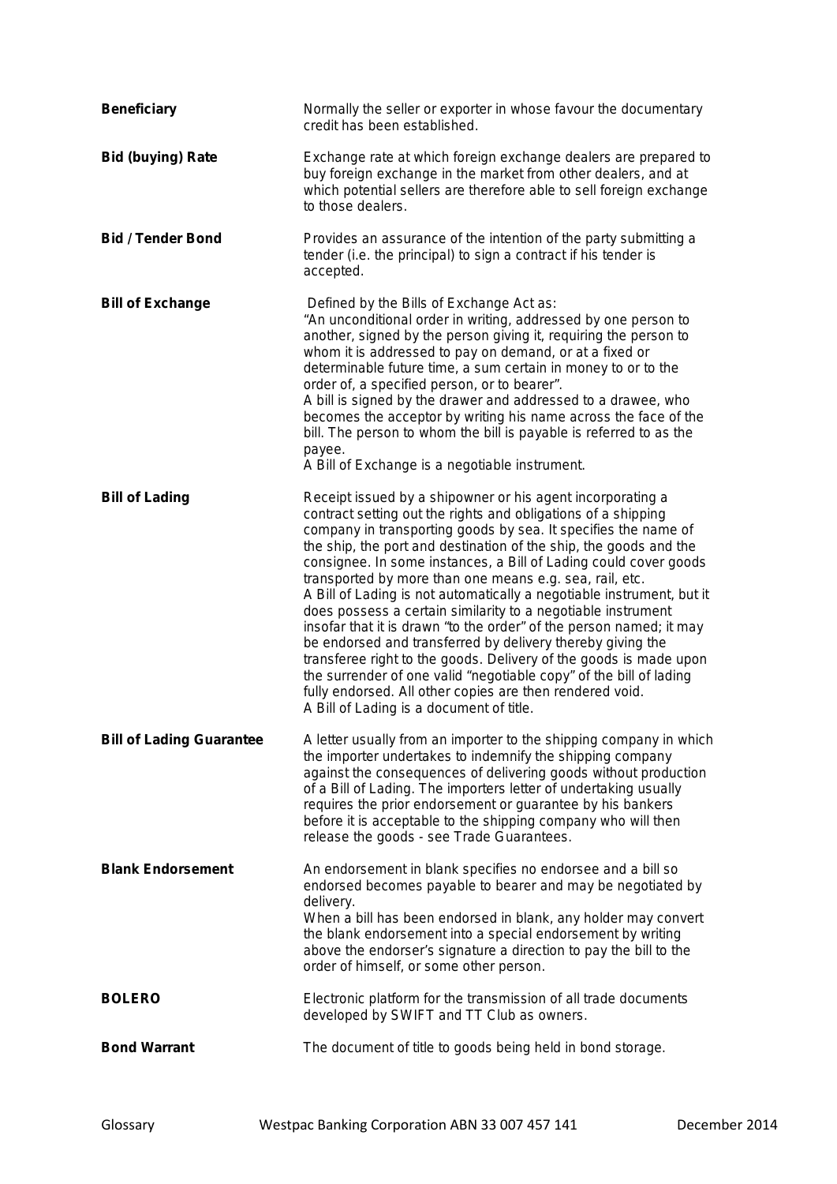**Beneficiary** — Normally the seller or exporter in whose favour the documentary credit has been established.

**Bid (buying) Rate** — Exchange rate at which foreign exchange dealers are prepared to buy foreign exchange in the market from other dealers, and at which potential sellers are therefore able to sell foreign exchange to those dealers.

**Bid / Tender Bond** — Provides an assurance of the intention of the party submitting a tender (i.e. the principal) to sign a contract if his tender is accepted.

**Bill of Exchange** — Defined by the Bills of Exchange Act as:
"An unconditional order in writing, addressed by one person to another, signed by the person giving it, requiring the person to whom it is addressed to pay on demand, or at a fixed or determinable future time, a sum certain in money to or to the order of, a specified person, or to bearer".
A bill is signed by the drawer and addressed to a drawee, who becomes the acceptor by writing his name across the face of the bill. The person to whom the bill is payable is referred to as the payee.
A Bill of Exchange is a negotiable instrument.

**Bill of Lading** — Receipt issued by a shipowner or his agent incorporating a contract setting out the rights and obligations of a shipping company in transporting goods by sea. It specifies the name of the ship, the port and destination of the ship, the goods and the consignee. In some instances, a Bill of Lading could cover goods transported by more than one means e.g. sea, rail, etc.
A Bill of Lading is not automatically a negotiable instrument, but it does possess a certain similarity to a negotiable instrument insofar that it is drawn "to the order" of the person named; it may be endorsed and transferred by delivery thereby giving the transferee right to the goods. Delivery of the goods is made upon the surrender of one valid "negotiable copy" of the bill of lading fully endorsed. All other copies are then rendered void.
A Bill of Lading is a document of title.

**Bill of Lading Guarantee** — A letter usually from an importer to the shipping company in which the importer undertakes to indemnify the shipping company against the consequences of delivering goods without production of a Bill of Lading. The importers letter of undertaking usually requires the prior endorsement or guarantee by his bankers before it is acceptable to the shipping company who will then release the goods - see Trade Guarantees.

**Blank Endorsement** — An endorsement in blank specifies no endorsee and a bill so endorsed becomes payable to bearer and may be negotiated by delivery.
When a bill has been endorsed in blank, any holder may convert the blank endorsement into a special endorsement by writing above the endorser's signature a direction to pay the bill to the order of himself, or some other person.

**BOLERO** — Electronic platform for the transmission of all trade documents developed by SWIFT and TT Club as owners.

**Bond Warrant** — The document of title to goods being held in bond storage.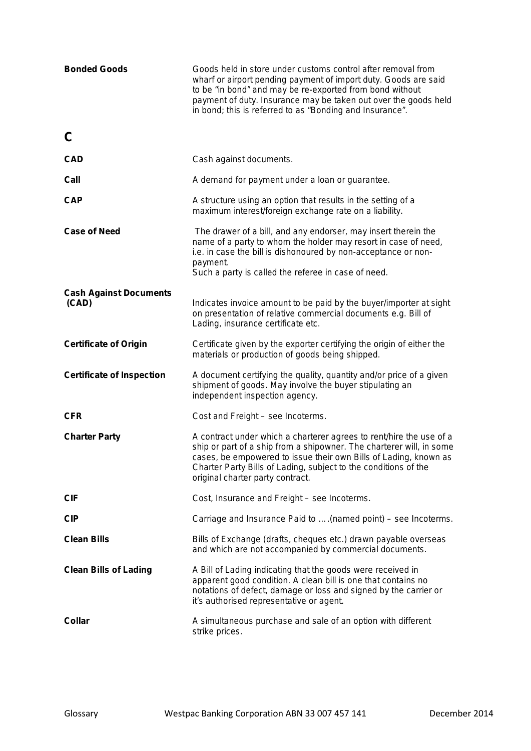**Bonded Goods** Goods held in store under customs control after removal from wharf or airport pending payment of import duty. Goods are said to be "in bond" and may be re-exported from bond without payment of duty. Insurance may be taken out over the goods held in bond; this is referred to as "Bonding and Insurance".

# C

**CAD** Cash against documents.

**Call** A demand for payment under a loan or guarantee.

**CAP** A structure using an option that results in the setting of a maximum interest/foreign exchange rate on a liability.

**Case of Need** The drawer of a bill, and any endorser, may insert therein the name of a party to whom the holder may resort in case of need, i.e. in case the bill is dishonoured by non-acceptance or non-payment.
Such a party is called the referee in case of need.

**Cash Against Documents (CAD)** Indicates invoice amount to be paid by the buyer/importer at sight on presentation of relative commercial documents e.g. Bill of Lading, insurance certificate etc.

**Certificate of Origin** Certificate given by the exporter certifying the origin of either the materials or production of goods being shipped.

**Certificate of Inspection** A document certifying the quality, quantity and/or price of a given shipment of goods. May involve the buyer stipulating an independent inspection agency.

**CFR** Cost and Freight – see Incoterms.

**Charter Party** A contract under which a charterer agrees to rent/hire the use of a ship or part of a ship from a shipowner. The charterer will, in some cases, be empowered to issue their own Bills of Lading, known as Charter Party Bills of Lading, subject to the conditions of the original charter party contract.

**CIF** Cost, Insurance and Freight – see Incoterms.

**CIP** Carriage and Insurance Paid to ….(named point) – see Incoterms.

**Clean Bills** Bills of Exchange (drafts, cheques etc.) drawn payable overseas and which are not accompanied by commercial documents.

**Clean Bills of Lading** A Bill of Lading indicating that the goods were received in apparent good condition. A clean bill is one that contains no notations of defect, damage or loss and signed by the carrier or it's authorised representative or agent.

**Collar** A simultaneous purchase and sale of an option with different strike prices.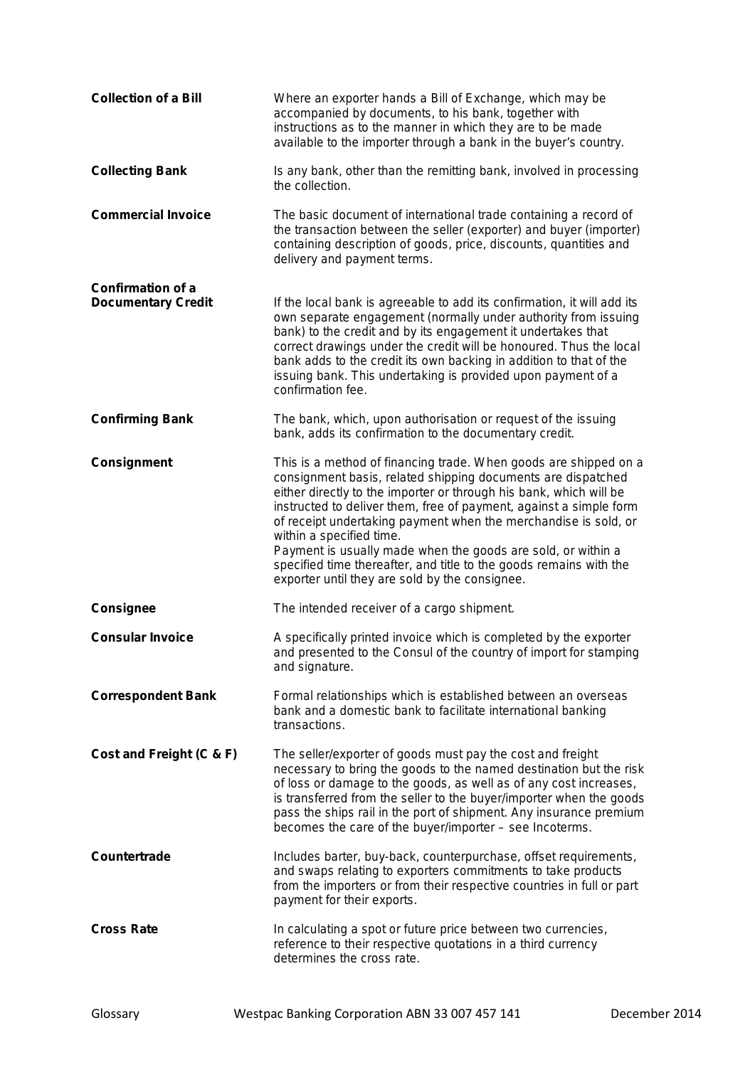**Collection of a Bill**

Where an exporter hands a Bill of Exchange, which may be accompanied by documents, to his bank, together with instructions as to the manner in which they are to be made available to the importer through a bank in the buyer's country.

**Collecting Bank**

Is any bank, other than the remitting bank, involved in processing the collection.

**Commercial Invoice**

The basic document of international trade containing a record of the transaction between the seller (exporter) and buyer (importer) containing description of goods, price, discounts, quantities and delivery and payment terms.

**Confirmation of a Documentary Credit**

If the local bank is agreeable to add its confirmation, it will add its own separate engagement (normally under authority from issuing bank) to the credit and by its engagement it undertakes that correct drawings under the credit will be honoured. Thus the local bank adds to the credit its own backing in addition to that of the issuing bank. This undertaking is provided upon payment of a confirmation fee.

**Confirming Bank**

The bank, which, upon authorisation or request of the issuing bank, adds its confirmation to the documentary credit.

**Consignment**

This is a method of financing trade. When goods are shipped on a consignment basis, related shipping documents are dispatched either directly to the importer or through his bank, which will be instructed to deliver them, free of payment, against a simple form of receipt undertaking payment when the merchandise is sold, or within a specified time.
Payment is usually made when the goods are sold, or within a specified time thereafter, and title to the goods remains with the exporter until they are sold by the consignee.

**Consignee**

The intended receiver of a cargo shipment.

**Consular Invoice**

A specifically printed invoice which is completed by the exporter and presented to the Consul of the country of import for stamping and signature.

**Correspondent Bank**

Formal relationships which is established between an overseas bank and a domestic bank to facilitate international banking transactions.

**Cost and Freight (C & F)**

The seller/exporter of goods must pay the cost and freight necessary to bring the goods to the named destination but the risk of loss or damage to the goods, as well as of any cost increases, is transferred from the seller to the buyer/importer when the goods pass the ships rail in the port of shipment. Any insurance premium becomes the care of the buyer/importer – see Incoterms.

**Countertrade**

Includes barter, buy-back, counterpurchase, offset requirements, and swaps relating to exporters commitments to take products from the importers or from their respective countries in full or part payment for their exports.

**Cross Rate**

In calculating a spot or future price between two currencies, reference to their respective quotations in a third currency determines the cross rate.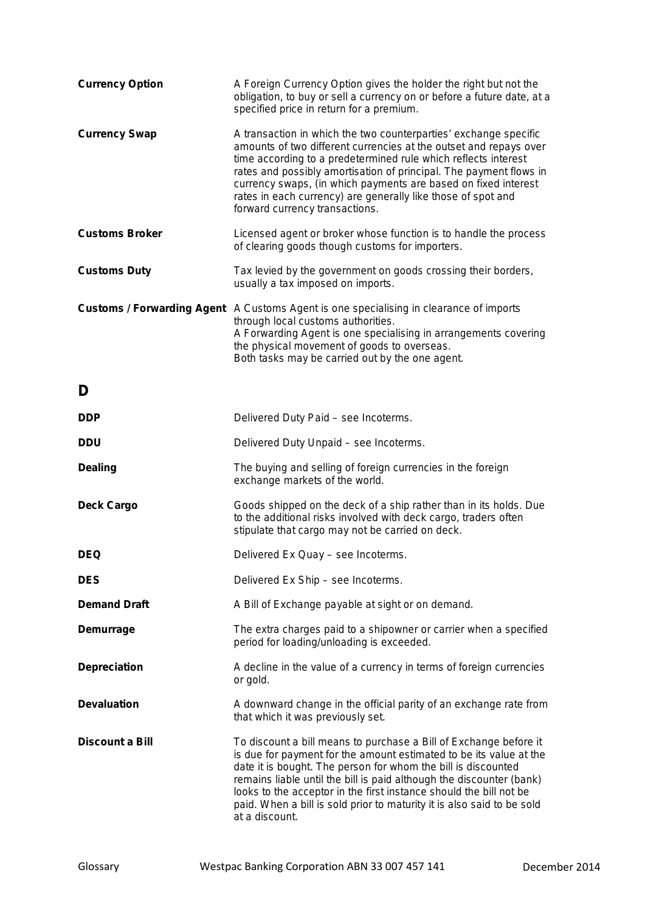**Currency Option** A Foreign Currency Option gives the holder the right but not the obligation, to buy or sell a currency on or before a future date, at a specified price in return for a premium.

**Currency Swap** A transaction in which the two counterparties' exchange specific amounts of two different currencies at the outset and repays over time according to a predetermined rule which reflects interest rates and possibly amortisation of principal. The payment flows in currency swaps, (in which payments are based on fixed interest rates in each currency) are generally like those of spot and forward currency transactions.

**Customs Broker** Licensed agent or broker whose function is to handle the process of clearing goods though customs for importers.

**Customs Duty** Tax levied by the government on goods crossing their borders, usually a tax imposed on imports.

**Customs / Forwarding Agent** A Customs Agent is one specialising in clearance of imports through local customs authorities.
A Forwarding Agent is one specialising in arrangements covering the physical movement of goods to overseas.
Both tasks may be carried out by the one agent.

## D

**DDP** Delivered Duty Paid – see Incoterms.

**DDU** Delivered Duty Unpaid – see Incoterms.

**Dealing** The buying and selling of foreign currencies in the foreign exchange markets of the world.

**Deck Cargo** Goods shipped on the deck of a ship rather than in its holds. Due to the additional risks involved with deck cargo, traders often stipulate that cargo may not be carried on deck.

**DEQ** Delivered Ex Quay – see Incoterms.

**DES** Delivered Ex Ship – see Incoterms.

**Demand Draft** A Bill of Exchange payable at sight or on demand.

**Demurrage** The extra charges paid to a shipowner or carrier when a specified period for loading/unloading is exceeded.

**Depreciation** A decline in the value of a currency in terms of foreign currencies or gold.

**Devaluation** A downward change in the official parity of an exchange rate from that which it was previously set.

**Discount a Bill** To discount a bill means to purchase a Bill of Exchange before it is due for payment for the amount estimated to be its value at the date it is bought. The person for whom the bill is discounted remains liable until the bill is paid although the discounter (bank) looks to the acceptor in the first instance should the bill not be paid. When a bill is sold prior to maturity it is also said to be sold at a discount.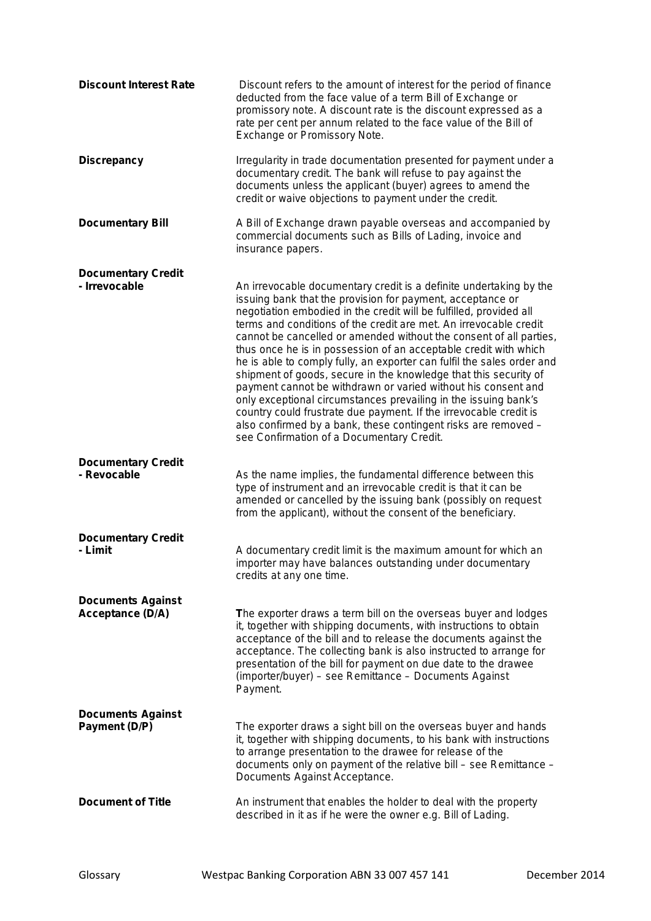**Discount Interest Rate**

Discount refers to the amount of interest for the period of finance deducted from the face value of a term Bill of Exchange or promissory note. A discount rate is the discount expressed as a rate per cent per annum related to the face value of the Bill of Exchange or Promissory Note.

**Discrepancy**

Irregularity in trade documentation presented for payment under a documentary credit. The bank will refuse to pay against the documents unless the applicant (buyer) agrees to amend the credit or waive objections to payment under the credit.

**Documentary Bill**

A Bill of Exchange drawn payable overseas and accompanied by commercial documents such as Bills of Lading, invoice and insurance papers.

**Documentary Credit - Irrevocable**

An irrevocable documentary credit is a definite undertaking by the issuing bank that the provision for payment, acceptance or negotiation embodied in the credit will be fulfilled, provided all terms and conditions of the credit are met. An irrevocable credit cannot be cancelled or amended without the consent of all parties, thus once he is in possession of an acceptable credit with which he is able to comply fully, an exporter can fulfil the sales order and shipment of goods, secure in the knowledge that this security of payment cannot be withdrawn or varied without his consent and only exceptional circumstances prevailing in the issuing bank's country could frustrate due payment. If the irrevocable credit is also confirmed by a bank, these contingent risks are removed – see Confirmation of a Documentary Credit.

**Documentary Credit - Revocable**

As the name implies, the fundamental difference between this type of instrument and an irrevocable credit is that it can be amended or cancelled by the issuing bank (possibly on request from the applicant), without the consent of the beneficiary.

**Documentary Credit - Limit**

A documentary credit limit is the maximum amount for which an importer may have balances outstanding under documentary credits at any one time.

**Documents Against Acceptance (D/A)**

The exporter draws a term bill on the overseas buyer and lodges it, together with shipping documents, with instructions to obtain acceptance of the bill and to release the documents against the acceptance. The collecting bank is also instructed to arrange for presentation of the bill for payment on due date to the drawee (importer/buyer) – see Remittance – Documents Against Payment.

**Documents Against Payment (D/P)**

The exporter draws a sight bill on the overseas buyer and hands it, together with shipping documents, to his bank with instructions to arrange presentation to the drawee for release of the documents only on payment of the relative bill – see Remittance – Documents Against Acceptance.

**Document of Title**

An instrument that enables the holder to deal with the property described in it as if he were the owner e.g. Bill of Lading.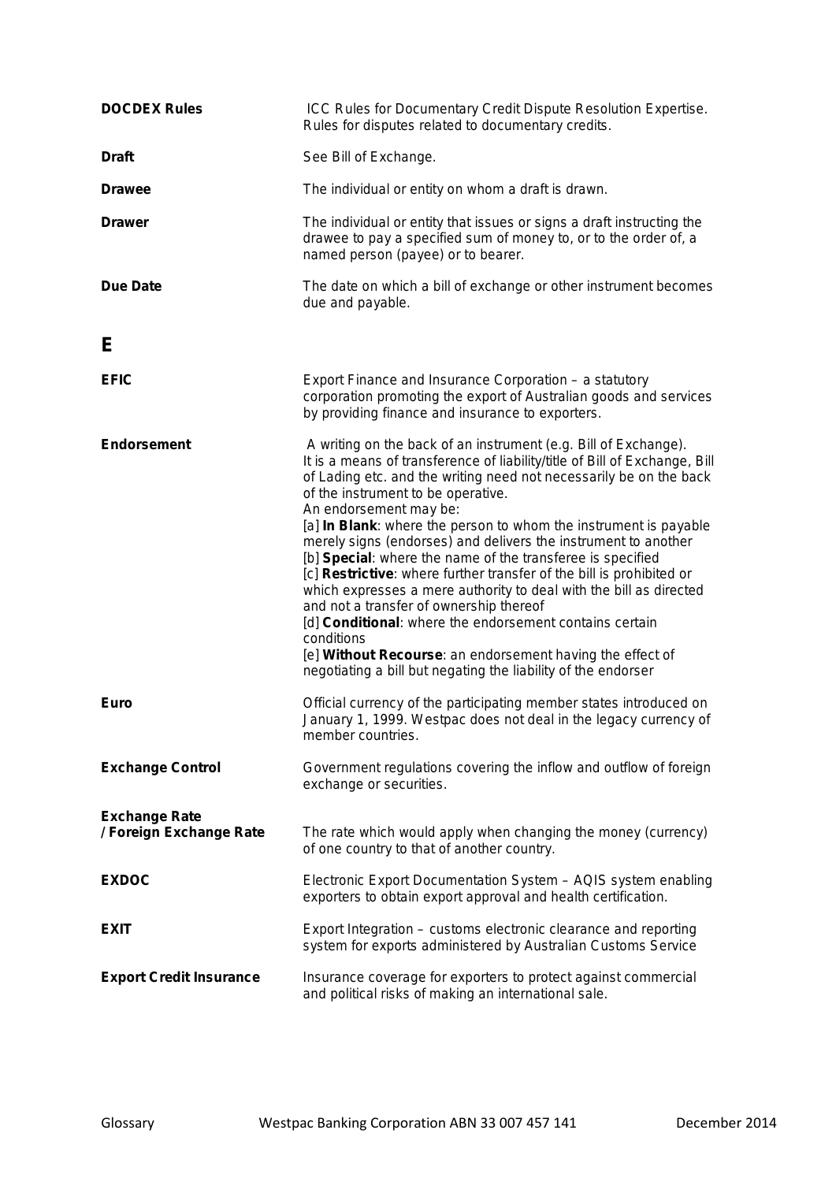**DOCDEX Rules** ICC Rules for Documentary Credit Dispute Resolution Expertise. Rules for disputes related to documentary credits.

**Draft** See Bill of Exchange.

**Drawee** The individual or entity on whom a draft is drawn.

**Drawer** The individual or entity that issues or signs a draft instructing the drawee to pay a specified sum of money to, or to the order of, a named person (payee) or to bearer.

**Due Date** The date on which a bill of exchange or other instrument becomes due and payable.

# E

**EFIC** Export Finance and Insurance Corporation – a statutory corporation promoting the export of Australian goods and services by providing finance and insurance to exporters.

**Endorsement** A writing on the back of an instrument (e.g. Bill of Exchange). It is a means of transference of liability/title of Bill of Exchange, Bill of Lading etc. and the writing need not necessarily be on the back of the instrument to be operative.
An endorsement may be:
[a] **In Blank**: where the person to whom the instrument is payable merely signs (endorses) and delivers the instrument to another
[b] **Special**: where the name of the transferee is specified
[c] **Restrictive**: where further transfer of the bill is prohibited or which expresses a mere authority to deal with the bill as directed and not a transfer of ownership thereof
[d] **Conditional**: where the endorsement contains certain conditions
[e] **Without Recourse**: an endorsement having the effect of negotiating a bill but negating the liability of the endorser

**Euro** Official currency of the participating member states introduced on January 1, 1999. Westpac does not deal in the legacy currency of member countries.

**Exchange Control** Government regulations covering the inflow and outflow of foreign exchange or securities.

**Exchange Rate / Foreign Exchange Rate** The rate which would apply when changing the money (currency) of one country to that of another country.

**EXDOC** Electronic Export Documentation System – AQIS system enabling exporters to obtain export approval and health certification.

**EXIT** Export Integration – customs electronic clearance and reporting system for exports administered by Australian Customs Service

**Export Credit Insurance** Insurance coverage for exporters to protect against commercial and political risks of making an international sale.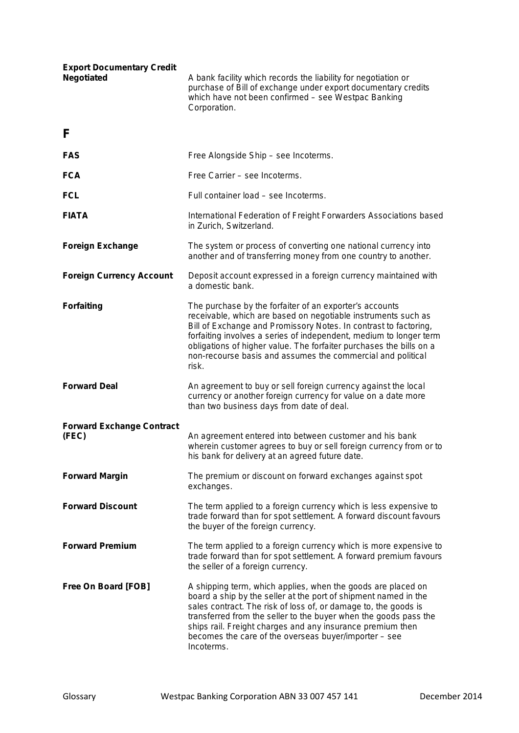**Export Documentary Credit Negotiated**

A bank facility which records the liability for negotiation or purchase of Bill of exchange under export documentary credits which have not been confirmed – see Westpac Banking Corporation.

# F

**FAS**

Free Alongside Ship – see Incoterms.

**FCA**

Free Carrier – see Incoterms.

**FCL**

Full container load – see Incoterms.

**FIATA**

International Federation of Freight Forwarders Associations based in Zurich, Switzerland.

**Foreign Exchange**

The system or process of converting one national currency into another and of transferring money from one country to another.

**Foreign Currency Account**

Deposit account expressed in a foreign currency maintained with a domestic bank.

**Forfaiting**

The purchase by the forfaiter of an exporter's accounts receivable, which are based on negotiable instruments such as Bill of Exchange and Promissory Notes. In contrast to factoring, forfaiting involves a series of independent, medium to longer term obligations of higher value. The forfaiter purchases the bills on a non-recourse basis and assumes the commercial and political risk.

**Forward Deal**

An agreement to buy or sell foreign currency against the local currency or another foreign currency for value on a date more than two business days from date of deal.

**Forward Exchange Contract (FEC)**

An agreement entered into between customer and his bank wherein customer agrees to buy or sell foreign currency from or to his bank for delivery at an agreed future date.

**Forward Margin**

The premium or discount on forward exchanges against spot exchanges.

**Forward Discount**

The term applied to a foreign currency which is less expensive to trade forward than for spot settlement. A forward discount favours the buyer of the foreign currency.

**Forward Premium**

The term applied to a foreign currency which is more expensive to trade forward than for spot settlement. A forward premium favours the seller of a foreign currency.

**Free On Board [FOB]**

A shipping term, which applies, when the goods are placed on board a ship by the seller at the port of shipment named in the sales contract. The risk of loss of, or damage to, the goods is transferred from the seller to the buyer when the goods pass the ships rail. Freight charges and any insurance premium then becomes the care of the overseas buyer/importer – see Incoterms.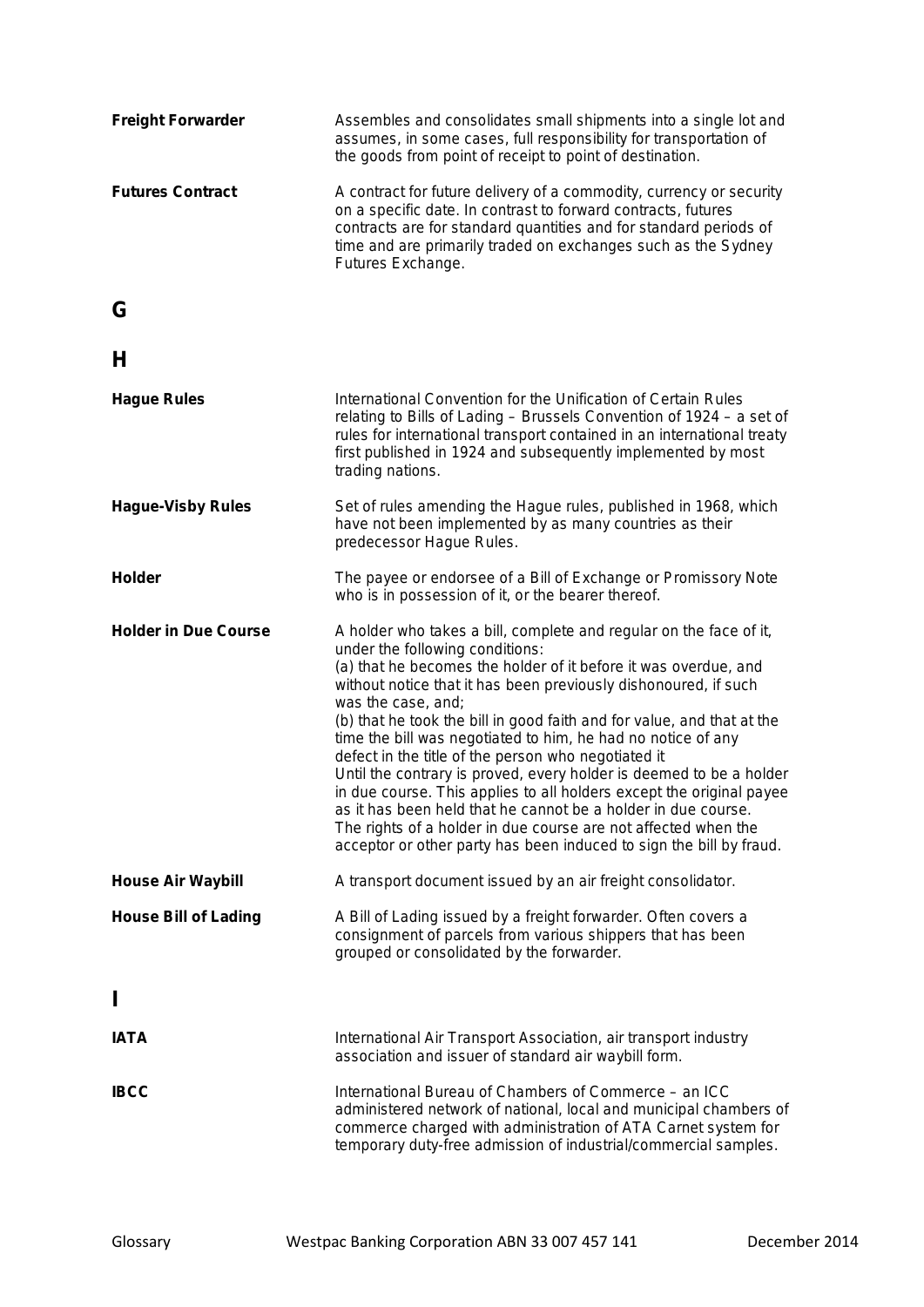**Freight Forwarder** Assembles and consolidates small shipments into a single lot and assumes, in some cases, full responsibility for transportation of the goods from point of receipt to point of destination.

**Futures Contract** A contract for future delivery of a commodity, currency or security on a specific date. In contrast to forward contracts, futures contracts are for standard quantities and for standard periods of time and are primarily traded on exchanges such as the Sydney Futures Exchange.

## G

## H

**Hague Rules** International Convention for the Unification of Certain Rules relating to Bills of Lading – Brussels Convention of 1924 – a set of rules for international transport contained in an international treaty first published in 1924 and subsequently implemented by most trading nations.

**Hague-Visby Rules** Set of rules amending the Hague rules, published in 1968, which have not been implemented by as many countries as their predecessor Hague Rules.

**Holder** The payee or endorsee of a Bill of Exchange or Promissory Note who is in possession of it, or the bearer thereof.

**Holder in Due Course** A holder who takes a bill, complete and regular on the face of it, under the following conditions:
(a) that he becomes the holder of it before it was overdue, and without notice that it has been previously dishonoured, if such was the case, and;
(b) that he took the bill in good faith and for value, and that at the time the bill was negotiated to him, he had no notice of any defect in the title of the person who negotiated it
Until the contrary is proved, every holder is deemed to be a holder in due course. This applies to all holders except the original payee as it has been held that he cannot be a holder in due course.
The rights of a holder in due course are not affected when the acceptor or other party has been induced to sign the bill by fraud.

**House Air Waybill** A transport document issued by an air freight consolidator.

**House Bill of Lading** A Bill of Lading issued by a freight forwarder. Often covers a consignment of parcels from various shippers that has been grouped or consolidated by the forwarder.

## I

**IATA** International Air Transport Association, air transport industry association and issuer of standard air waybill form.

**IBCC** International Bureau of Chambers of Commerce – an ICC administered network of national, local and municipal chambers of commerce charged with administration of ATA Carnet system for temporary duty-free admission of industrial/commercial samples.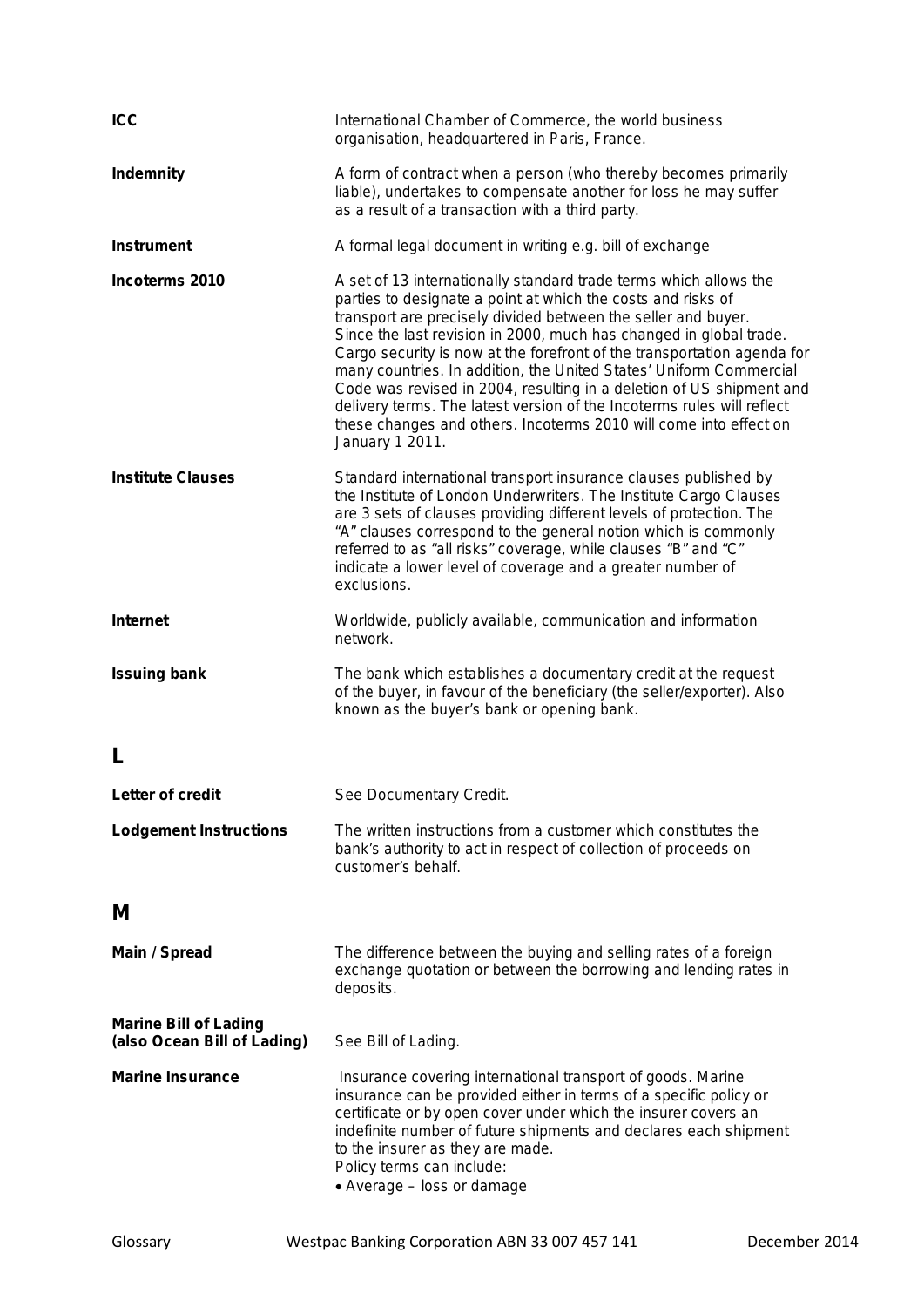**ICC**

International Chamber of Commerce, the world business organisation, headquartered in Paris, France.

**Indemnity**

A form of contract when a person (who thereby becomes primarily liable), undertakes to compensate another for loss he may suffer as a result of a transaction with a third party.

**Instrument**

A formal legal document in writing e.g. bill of exchange

**Incoterms 2010**

A set of 13 internationally standard trade terms which allows the parties to designate a point at which the costs and risks of transport are precisely divided between the seller and buyer. Since the last revision in 2000, much has changed in global trade. Cargo security is now at the forefront of the transportation agenda for many countries. In addition, the United States' Uniform Commercial Code was revised in 2004, resulting in a deletion of US shipment and delivery terms. The latest version of the Incoterms rules will reflect these changes and others. Incoterms 2010 will come into effect on January 1 2011.

**Institute Clauses**

Standard international transport insurance clauses published by the Institute of London Underwriters. The Institute Cargo Clauses are 3 sets of clauses providing different levels of protection. The "A" clauses correspond to the general notion which is commonly referred to as "all risks" coverage, while clauses "B" and "C" indicate a lower level of coverage and a greater number of exclusions.

**Internet**

Worldwide, publicly available, communication and information network.

**Issuing bank**

The bank which establishes a documentary credit at the request of the buyer, in favour of the beneficiary (the seller/exporter). Also known as the buyer's bank or opening bank.

# L

**Letter of credit**

See Documentary Credit.

**Lodgement Instructions**

The written instructions from a customer which constitutes the bank's authority to act in respect of collection of proceeds on customer's behalf.

# M

**Main / Spread**

The difference between the buying and selling rates of a foreign exchange quotation or between the borrowing and lending rates in deposits.

**Marine Bill of Lading (also Ocean Bill of Lading)**

See Bill of Lading.

**Marine Insurance**

Insurance covering international transport of goods. Marine insurance can be provided either in terms of a specific policy or certificate or by open cover under which the insurer covers an indefinite number of future shipments and declares each shipment to the insurer as they are made.
Policy terms can include:

- Average – loss or damage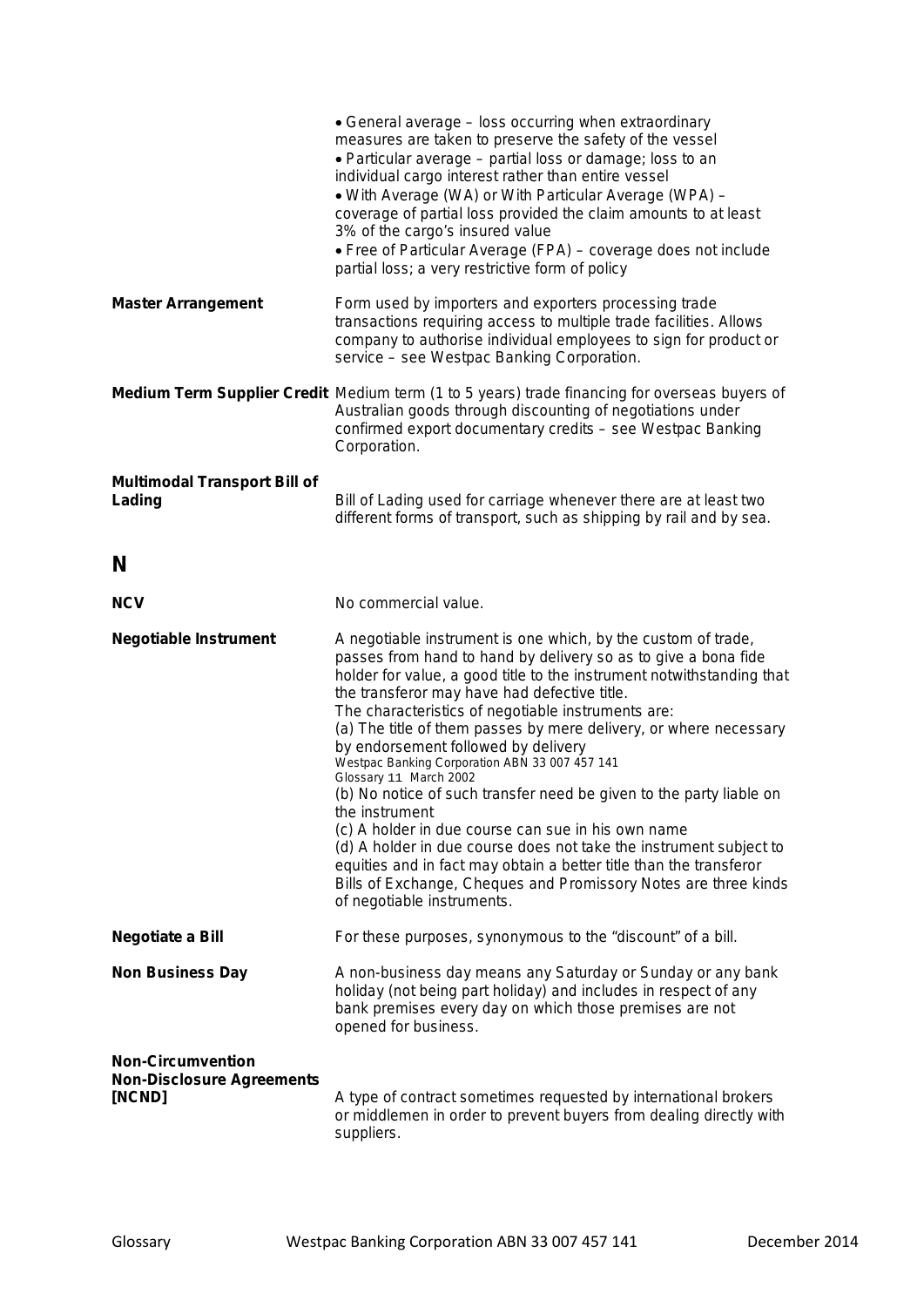- General average – loss occurring when extraordinary measures are taken to preserve the safety of the vessel
- Particular average – partial loss or damage; loss to an individual cargo interest rather than entire vessel
- With Average (WA) or With Particular Average (WPA) – coverage of partial loss provided the claim amounts to at least 3% of the cargo's insured value
- Free of Particular Average (FPA) – coverage does not include partial loss; a very restrictive form of policy

**Master Arrangement**
Form used by importers and exporters processing trade transactions requiring access to multiple trade facilities. Allows company to authorise individual employees to sign for product or service – see Westpac Banking Corporation.

**Medium Term Supplier Credit**
Medium term (1 to 5 years) trade financing for overseas buyers of Australian goods through discounting of negotiations under confirmed export documentary credits – see Westpac Banking Corporation.

**Multimodal Transport Bill of Lading**
Bill of Lading used for carriage whenever there are at least two different forms of transport, such as shipping by rail and by sea.

## N

**NCV**
No commercial value.

**Negotiable Instrument**
A negotiable instrument is one which, by the custom of trade, passes from hand to hand by delivery so as to give a bona fide holder for value, a good title to the instrument notwithstanding that the transferor may have had defective title.
The characteristics of negotiable instruments are:
(a) The title of them passes by mere delivery, or where necessary by endorsement followed by delivery
Westpac Banking Corporation ABN 33 007 457 141
Glossary 11 March 2002
(b) No notice of such transfer need be given to the party liable on the instrument
(c) A holder in due course can sue in his own name
(d) A holder in due course does not take the instrument subject to equities and in fact may obtain a better title than the transferor
Bills of Exchange, Cheques and Promissory Notes are three kinds of negotiable instruments.

**Negotiate a Bill**
For these purposes, synonymous to the "discount" of a bill.

**Non Business Day**
A non-business day means any Saturday or Sunday or any bank holiday (not being part holiday) and includes in respect of any bank premises every day on which those premises are not opened for business.

**Non-Circumvention Non-Disclosure Agreements [NCND]**
A type of contract sometimes requested by international brokers or middlemen in order to prevent buyers from dealing directly with suppliers.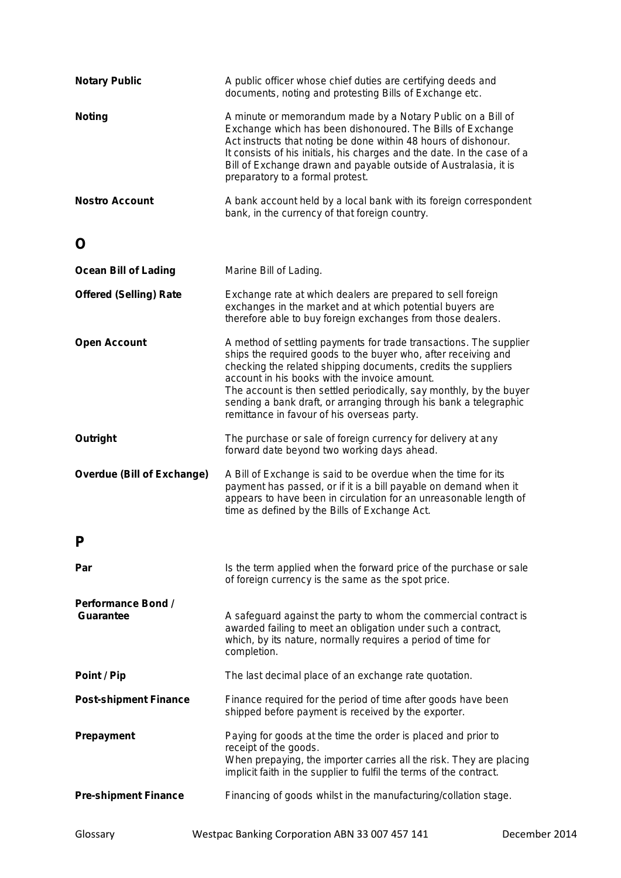**Notary Public**
A public officer whose chief duties are certifying deeds and documents, noting and protesting Bills of Exchange etc.

**Noting**
A minute or memorandum made by a Notary Public on a Bill of Exchange which has been dishonoured. The Bills of Exchange Act instructs that noting be done within 48 hours of dishonour. It consists of his initials, his charges and the date. In the case of a Bill of Exchange drawn and payable outside of Australasia, it is preparatory to a formal protest.

**Nostro Account**
A bank account held by a local bank with its foreign correspondent bank, in the currency of that foreign country.

## O

**Ocean Bill of Lading**
Marine Bill of Lading.

**Offered (Selling) Rate**
Exchange rate at which dealers are prepared to sell foreign exchanges in the market and at which potential buyers are therefore able to buy foreign exchanges from those dealers.

**Open Account**
A method of settling payments for trade transactions. The supplier ships the required goods to the buyer who, after receiving and checking the related shipping documents, credits the suppliers account in his books with the invoice amount.
The account is then settled periodically, say monthly, by the buyer sending a bank draft, or arranging through his bank a telegraphic remittance in favour of his overseas party.

**Outright**
The purchase or sale of foreign currency for delivery at any forward date beyond two working days ahead.

**Overdue (Bill of Exchange)**
A Bill of Exchange is said to be overdue when the time for its payment has passed, or if it is a bill payable on demand when it appears to have been in circulation for an unreasonable length of time as defined by the Bills of Exchange Act.

## P

**Par**
Is the term applied when the forward price of the purchase or sale of foreign currency is the same as the spot price.

**Performance Bond / Guarantee**
A safeguard against the party to whom the commercial contract is awarded failing to meet an obligation under such a contract, which, by its nature, normally requires a period of time for completion.

**Point / Pip**
The last decimal place of an exchange rate quotation.

**Post-shipment Finance**
Finance required for the period of time after goods have been shipped before payment is received by the exporter.

**Prepayment**
Paying for goods at the time the order is placed and prior to receipt of the goods.
When prepaying, the importer carries all the risk. They are placing implicit faith in the supplier to fulfil the terms of the contract.

**Pre-shipment Finance**
Financing of goods whilst in the manufacturing/collation stage.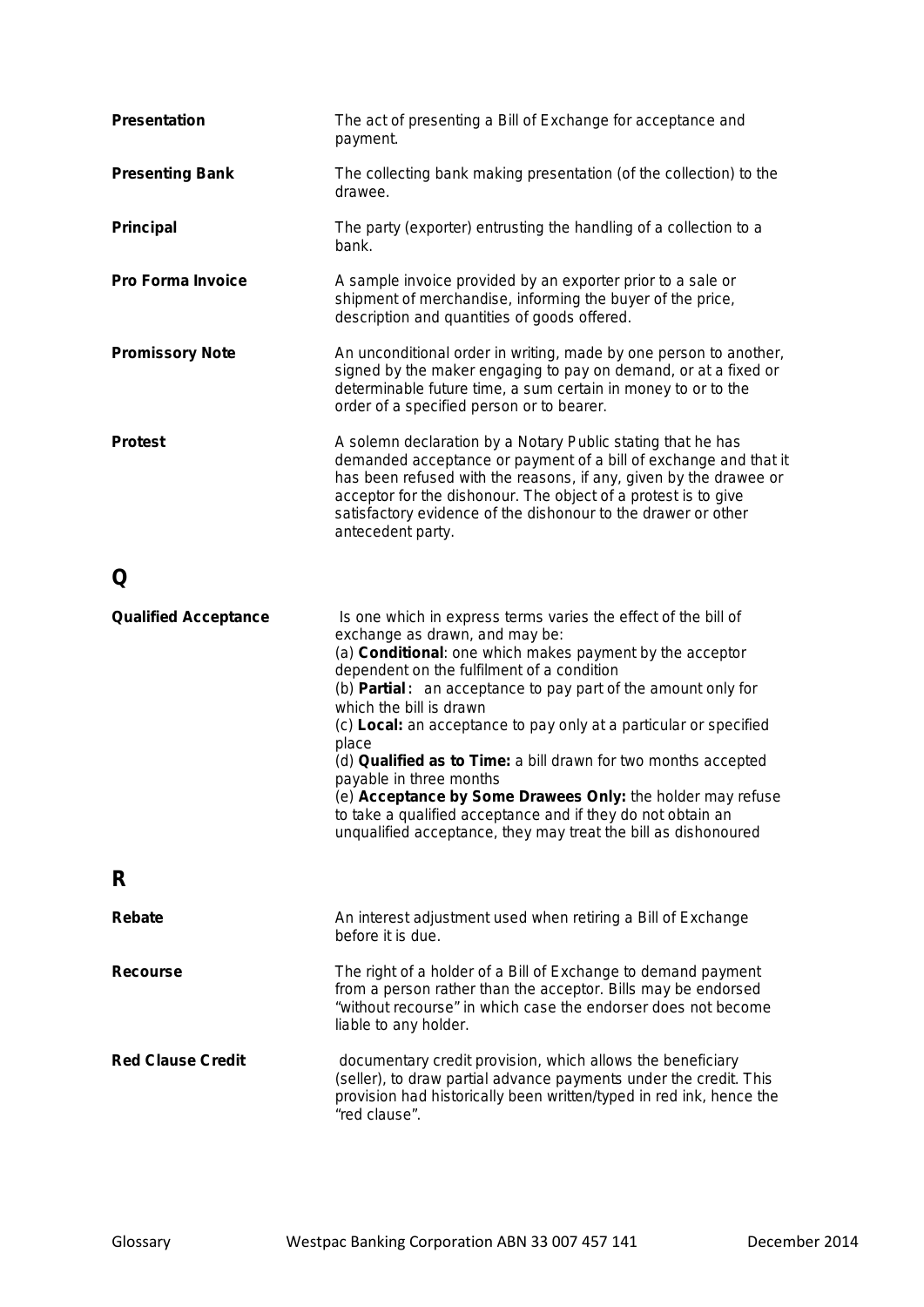**Presentation**

The act of presenting a Bill of Exchange for acceptance and payment.

**Presenting Bank**

The collecting bank making presentation (of the collection) to the drawee.

**Principal**

The party (exporter) entrusting the handling of a collection to a bank.

**Pro Forma Invoice**

A sample invoice provided by an exporter prior to a sale or shipment of merchandise, informing the buyer of the price, description and quantities of goods offered.

**Promissory Note**

An unconditional order in writing, made by one person to another, signed by the maker engaging to pay on demand, or at a fixed or determinable future time, a sum certain in money to or to the order of a specified person or to bearer.

**Protest**

A solemn declaration by a Notary Public stating that he has demanded acceptance or payment of a bill of exchange and that it has been refused with the reasons, if any, given by the drawee or acceptor for the dishonour. The object of a protest is to give satisfactory evidence of the dishonour to the drawer or other antecedent party.

# Q

**Qualified Acceptance**

Is one which in express terms varies the effect of the bill of exchange as drawn, and may be:
(a) **Conditional**: one which makes payment by the acceptor dependent on the fulfilment of a condition
(b) **Partial**: an acceptance to pay part of the amount only for which the bill is drawn
(c) **Local:** an acceptance to pay only at a particular or specified place
(d) **Qualified as to Time:** a bill drawn for two months accepted payable in three months
(e) **Acceptance by Some Drawees Only:** the holder may refuse to take a qualified acceptance and if they do not obtain an unqualified acceptance, they may treat the bill as dishonoured

# R

**Rebate**

An interest adjustment used when retiring a Bill of Exchange before it is due.

**Recourse**

The right of a holder of a Bill of Exchange to demand payment from a person rather than the acceptor. Bills may be endorsed "without recourse" in which case the endorser does not become liable to any holder.

**Red Clause Credit**

documentary credit provision, which allows the beneficiary (seller), to draw partial advance payments under the credit. This provision had historically been written/typed in red ink, hence the "red clause".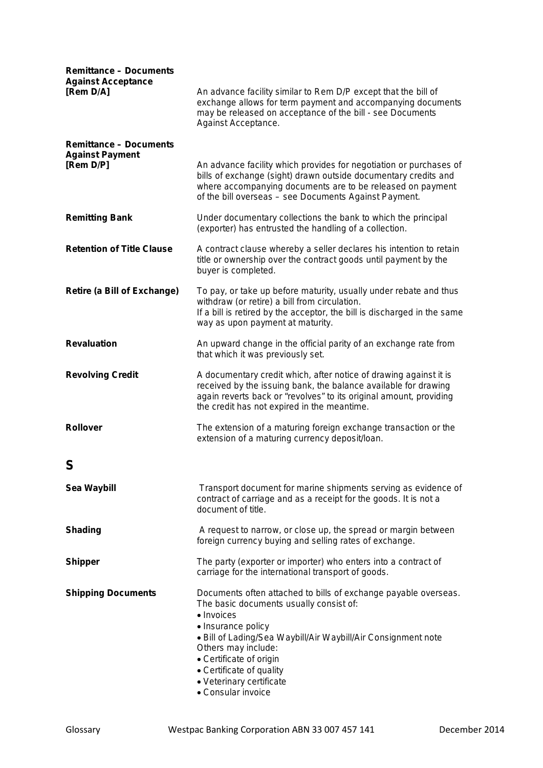**Remittance – Documents Against Acceptance [Rem D/A]**
An advance facility similar to Rem D/P except that the bill of exchange allows for term payment and accompanying documents may be released on acceptance of the bill - see Documents Against Acceptance.

**Remittance – Documents Against Payment [Rem D/P]**
An advance facility which provides for negotiation or purchases of bills of exchange (sight) drawn outside documentary credits and where accompanying documents are to be released on payment of the bill overseas – see Documents Against Payment.

**Remitting Bank**
Under documentary collections the bank to which the principal (exporter) has entrusted the handling of a collection.

**Retention of Title Clause**
A contract clause whereby a seller declares his intention to retain title or ownership over the contract goods until payment by the buyer is completed.

**Retire (a Bill of Exchange)**
To pay, or take up before maturity, usually under rebate and thus withdraw (or retire) a bill from circulation.
If a bill is retired by the acceptor, the bill is discharged in the same way as upon payment at maturity.

**Revaluation**
An upward change in the official parity of an exchange rate from that which it was previously set.

**Revolving Credit**
A documentary credit which, after notice of drawing against it is received by the issuing bank, the balance available for drawing again reverts back or "revolves" to its original amount, providing the credit has not expired in the meantime.

**Rollover**
The extension of a maturing foreign exchange transaction or the extension of a maturing currency deposit/loan.

## S

**Sea Waybill**
Transport document for marine shipments serving as evidence of contract of carriage and as a receipt for the goods. It is not a document of title.

**Shading**
A request to narrow, or close up, the spread or margin between foreign currency buying and selling rates of exchange.

**Shipper**
The party (exporter or importer) who enters into a contract of carriage for the international transport of goods.

**Shipping Documents**
Documents often attached to bills of exchange payable overseas. The basic documents usually consist of:

- Invoices
- Insurance policy
- Bill of Lading/Sea Waybill/Air Waybill/Air Consignment note

Others may include:

- Certificate of origin
- Certificate of quality
- Veterinary certificate
- Consular invoice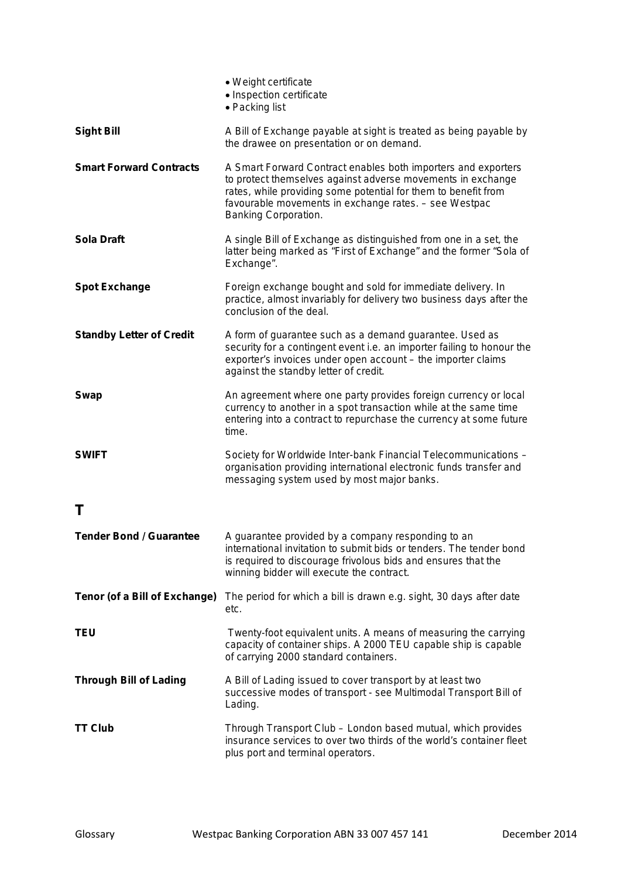- Weight certificate
- Inspection certificate
- Packing list

| | |
|---|---|
| **Sight Bill** | A Bill of Exchange payable at sight is treated as being payable by the drawee on presentation or on demand. |
| **Smart Forward Contracts** | A Smart Forward Contract enables both importers and exporters to protect themselves against adverse movements in exchange rates, while providing some potential for them to benefit from favourable movements in exchange rates. – see Westpac Banking Corporation. |
| **Sola Draft** | A single Bill of Exchange as distinguished from one in a set, the latter being marked as "First of Exchange" and the former "Sola of Exchange". |
| **Spot Exchange** | Foreign exchange bought and sold for immediate delivery. In practice, almost invariably for delivery two business days after the conclusion of the deal. |
| **Standby Letter of Credit** | A form of guarantee such as a demand guarantee. Used as security for a contingent event i.e. an importer failing to honour the exporter's invoices under open account – the importer claims against the standby letter of credit. |
| **Swap** | An agreement where one party provides foreign currency or local currency to another in a spot transaction while at the same time entering into a contract to repurchase the currency at some future time. |
| **SWIFT** | Society for Worldwide Inter-bank Financial Telecommunications – organisation providing international electronic funds transfer and messaging system used by most major banks. |

# T

| | |
|---|---|
| **Tender Bond / Guarantee** | A guarantee provided by a company responding to an international invitation to submit bids or tenders. The tender bond is required to discourage frivolous bids and ensures that the winning bidder will execute the contract. |
| **Tenor (of a Bill of Exchange)** | The period for which a bill is drawn e.g. sight, 30 days after date etc. |
| **TEU** | Twenty-foot equivalent units. A means of measuring the carrying capacity of container ships. A 2000 TEU capable ship is capable of carrying 2000 standard containers. |
| **Through Bill of Lading** | A Bill of Lading issued to cover transport by at least two successive modes of transport - see Multimodal Transport Bill of Lading. |
| **TT Club** | Through Transport Club – London based mutual, which provides insurance services to over two thirds of the world's container fleet plus port and terminal operators. |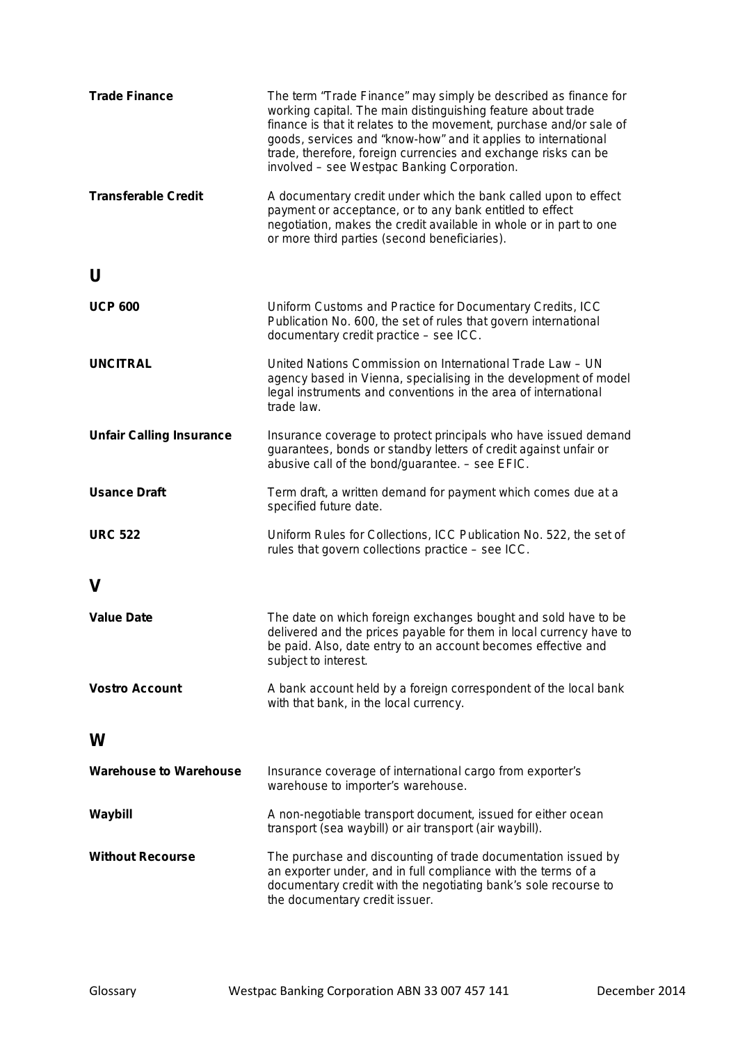**Trade Finance** The term "Trade Finance" may simply be described as finance for working capital. The main distinguishing feature about trade finance is that it relates to the movement, purchase and/or sale of goods, services and "know-how" and it applies to international trade, therefore, foreign currencies and exchange risks can be involved – see Westpac Banking Corporation.

**Transferable Credit** A documentary credit under which the bank called upon to effect payment or acceptance, or to any bank entitled to effect negotiation, makes the credit available in whole or in part to one or more third parties (second beneficiaries).

## U

**UCP 600** Uniform Customs and Practice for Documentary Credits, ICC Publication No. 600, the set of rules that govern international documentary credit practice – see ICC.

**UNCITRAL** United Nations Commission on International Trade Law – UN agency based in Vienna, specialising in the development of model legal instruments and conventions in the area of international trade law.

**Unfair Calling Insurance** Insurance coverage to protect principals who have issued demand guarantees, bonds or standby letters of credit against unfair or abusive call of the bond/guarantee. – see EFIC.

**Usance Draft** Term draft, a written demand for payment which comes due at a specified future date.

**URC 522** Uniform Rules for Collections, ICC Publication No. 522, the set of rules that govern collections practice – see ICC.

## V

**Value Date** The date on which foreign exchanges bought and sold have to be delivered and the prices payable for them in local currency have to be paid. Also, date entry to an account becomes effective and subject to interest.

**Vostro Account** A bank account held by a foreign correspondent of the local bank with that bank, in the local currency.

## W

**Warehouse to Warehouse** Insurance coverage of international cargo from exporter's warehouse to importer's warehouse.

**Waybill** A non-negotiable transport document, issued for either ocean transport (sea waybill) or air transport (air waybill).

**Without Recourse** The purchase and discounting of trade documentation issued by an exporter under, and in full compliance with the terms of a documentary credit with the negotiating bank's sole recourse to the documentary credit issuer.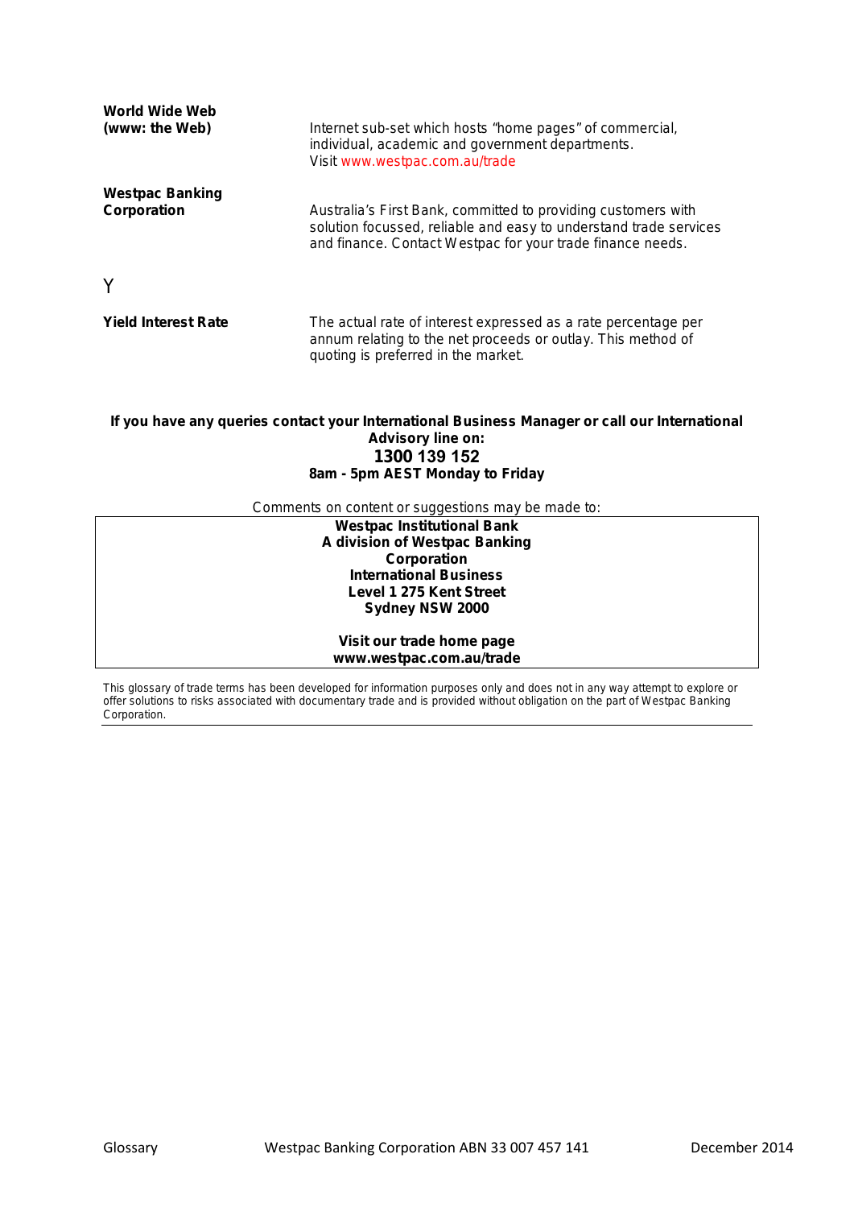**World Wide Web (www: the Web)**

Internet sub-set which hosts "home pages" of commercial, individual, academic and government departments. Visit www.westpac.com.au/trade

**Westpac Banking Corporation**

Australia's First Bank, committed to providing customers with solution focussed, reliable and easy to understand trade services and finance. Contact Westpac for your trade finance needs.

## Y

**Yield Interest Rate**

The actual rate of interest expressed as a rate percentage per annum relating to the net proceeds or outlay. This method of quoting is preferred in the market.

**If you have any queries contact your International Business Manager or call our International Advisory line on:**

**1300 139 152**

**8am - 5pm AEST Monday to Friday**

Comments on content or suggestions may be made to:

**Westpac Institutional Bank**
**A division of Westpac Banking Corporation**
**International Business**
**Level 1 275 Kent Street**
**Sydney NSW 2000**

**Visit our trade home page**
**www.westpac.com.au/trade**

This glossary of trade terms has been developed for information purposes only and does not in any way attempt to explore or offer solutions to risks associated with documentary trade and is provided without obligation on the part of Westpac Banking Corporation.